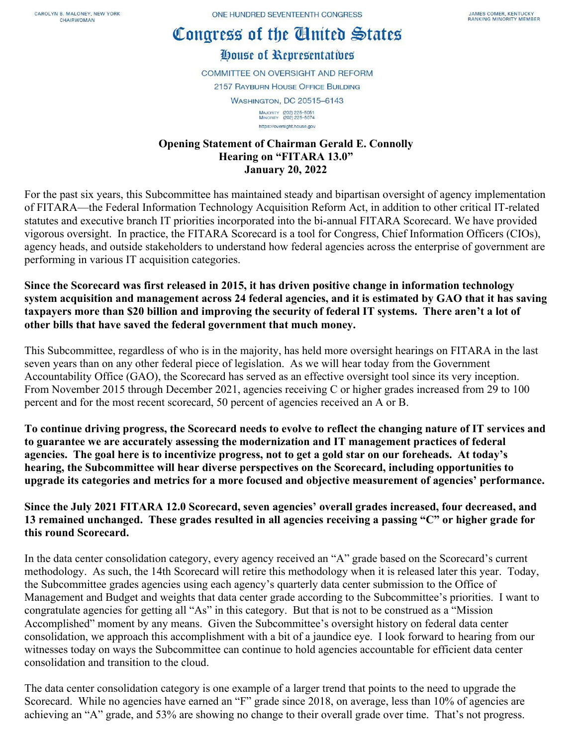CAROLYN B. MALONEY, NEW YORK
CHAIRWOMAN

ONE HUNDRED SEVENTEENTH CONGRESS

JAMES COMER, KENTUCKY
RANKING MINORITY MEMBER

# Congress of the United States

## House of Representatives

COMMITTEE ON OVERSIGHT AND REFORM
2157 RAYBURN HOUSE OFFICE BUILDING
WASHINGTON, DC 20515–6143

MAJORITY (202) 225-5051
MINORITY (202) 225-5074
https://oversight.house.gov

**Opening Statement of Chairman Gerald E. Connolly**
**Hearing on "FITARA 13.0"**
**January 20, 2022**

For the past six years, this Subcommittee has maintained steady and bipartisan oversight of agency implementation of FITARA—the Federal Information Technology Acquisition Reform Act, in addition to other critical IT-related statutes and executive branch IT priorities incorporated into the bi-annual FITARA Scorecard. We have provided vigorous oversight. In practice, the FITARA Scorecard is a tool for Congress, Chief Information Officers (CIOs), agency heads, and outside stakeholders to understand how federal agencies across the enterprise of government are performing in various IT acquisition categories.

**Since the Scorecard was first released in 2015, it has driven positive change in information technology system acquisition and management across 24 federal agencies, and it is estimated by GAO that it has saving taxpayers more than $20 billion and improving the security of federal IT systems. There aren't a lot of other bills that have saved the federal government that much money.**

This Subcommittee, regardless of who is in the majority, has held more oversight hearings on FITARA in the last seven years than on any other federal piece of legislation. As we will hear today from the Government Accountability Office (GAO), the Scorecard has served as an effective oversight tool since its very inception. From November 2015 through December 2021, agencies receiving C or higher grades increased from 29 to 100 percent and for the most recent scorecard, 50 percent of agencies received an A or B.

**To continue driving progress, the Scorecard needs to evolve to reflect the changing nature of IT services and to guarantee we are accurately assessing the modernization and IT management practices of federal agencies. The goal here is to incentivize progress, not to get a gold star on our foreheads. At today's hearing, the Subcommittee will hear diverse perspectives on the Scorecard, including opportunities to upgrade its categories and metrics for a more focused and objective measurement of agencies' performance.**

**Since the July 2021 FITARA 12.0 Scorecard, seven agencies' overall grades increased, four decreased, and 13 remained unchanged. These grades resulted in all agencies receiving a passing "C" or higher grade for this round Scorecard.**

In the data center consolidation category, every agency received an "A" grade based on the Scorecard's current methodology. As such, the 14th Scorecard will retire this methodology when it is released later this year. Today, the Subcommittee grades agencies using each agency's quarterly data center submission to the Office of Management and Budget and weights that data center grade according to the Subcommittee's priorities. I want to congratulate agencies for getting all "As" in this category. But that is not to be construed as a "Mission Accomplished" moment by any means. Given the Subcommittee's oversight history on federal data center consolidation, we approach this accomplishment with a bit of a jaundice eye. I look forward to hearing from our witnesses today on ways the Subcommittee can continue to hold agencies accountable for efficient data center consolidation and transition to the cloud.

The data center consolidation category is one example of a larger trend that points to the need to upgrade the Scorecard. While no agencies have earned an "F" grade since 2018, on average, less than 10% of agencies are achieving an "A" grade, and 53% are showing no change to their overall grade over time. That's not progress.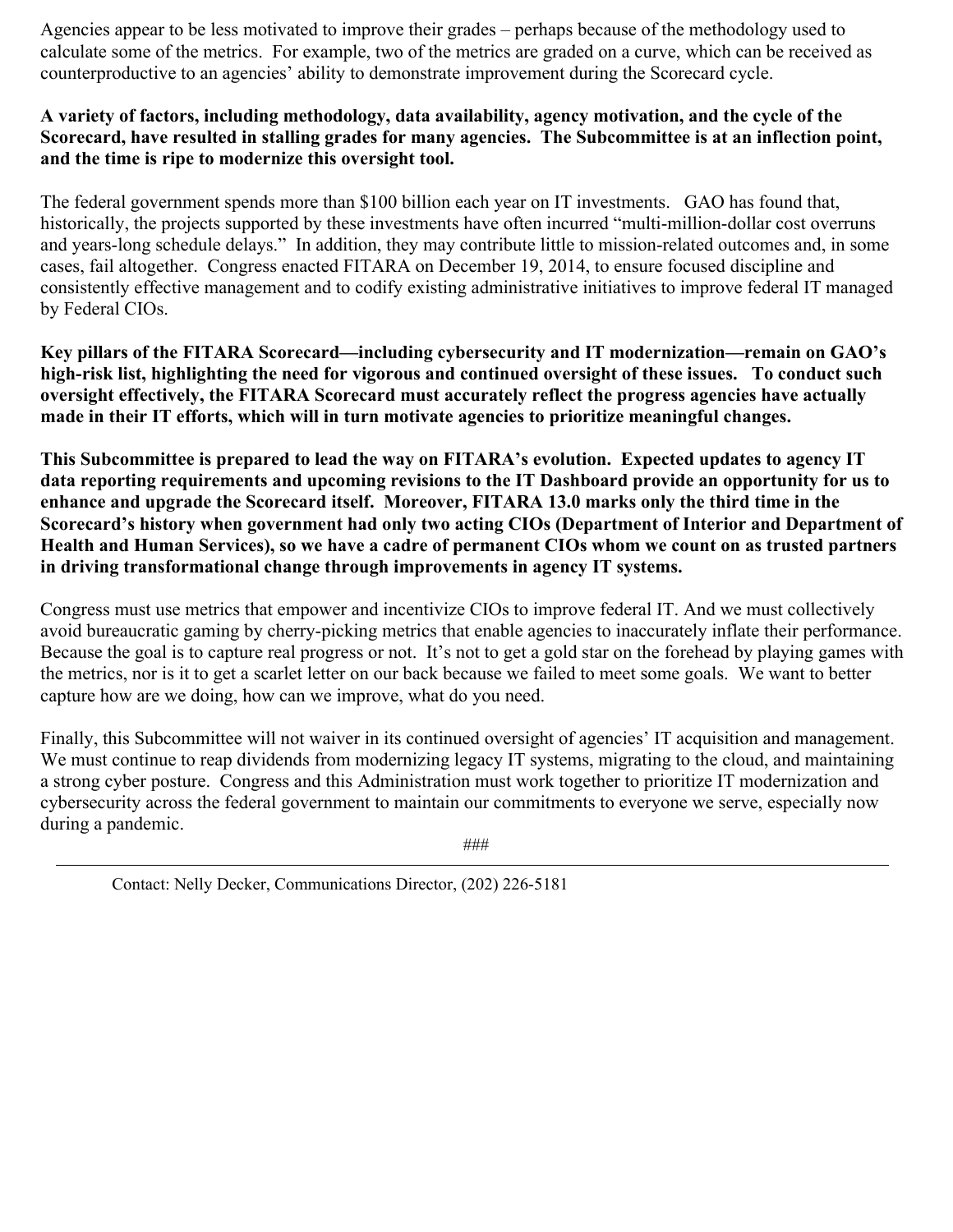Agencies appear to be less motivated to improve their grades – perhaps because of the methodology used to calculate some of the metrics. For example, two of the metrics are graded on a curve, which can be received as counterproductive to an agencies' ability to demonstrate improvement during the Scorecard cycle.

**A variety of factors, including methodology, data availability, agency motivation, and the cycle of the Scorecard, have resulted in stalling grades for many agencies. The Subcommittee is at an inflection point, and the time is ripe to modernize this oversight tool.**

The federal government spends more than $100 billion each year on IT investments. GAO has found that, historically, the projects supported by these investments have often incurred "multi-million-dollar cost overruns and years-long schedule delays." In addition, they may contribute little to mission-related outcomes and, in some cases, fail altogether. Congress enacted FITARA on December 19, 2014, to ensure focused discipline and consistently effective management and to codify existing administrative initiatives to improve federal IT managed by Federal CIOs.

**Key pillars of the FITARA Scorecard—including cybersecurity and IT modernization—remain on GAO's high-risk list, highlighting the need for vigorous and continued oversight of these issues. To conduct such oversight effectively, the FITARA Scorecard must accurately reflect the progress agencies have actually made in their IT efforts, which will in turn motivate agencies to prioritize meaningful changes.**

**This Subcommittee is prepared to lead the way on FITARA's evolution. Expected updates to agency IT data reporting requirements and upcoming revisions to the IT Dashboard provide an opportunity for us to enhance and upgrade the Scorecard itself. Moreover, FITARA 13.0 marks only the third time in the Scorecard's history when government had only two acting CIOs (Department of Interior and Department of Health and Human Services), so we have a cadre of permanent CIOs whom we count on as trusted partners in driving transformational change through improvements in agency IT systems.**

Congress must use metrics that empower and incentivize CIOs to improve federal IT. And we must collectively avoid bureaucratic gaming by cherry-picking metrics that enable agencies to inaccurately inflate their performance. Because the goal is to capture real progress or not. It's not to get a gold star on the forehead by playing games with the metrics, nor is it to get a scarlet letter on our back because we failed to meet some goals. We want to better capture how are we doing, how can we improve, what do you need.

Finally, this Subcommittee will not waiver in its continued oversight of agencies' IT acquisition and management. We must continue to reap dividends from modernizing legacy IT systems, migrating to the cloud, and maintaining a strong cyber posture. Congress and this Administration must work together to prioritize IT modernization and cybersecurity across the federal government to maintain our commitments to everyone we serve, especially now during a pandemic.

###

---

Contact: Nelly Decker, Communications Director, (202) 226-5181